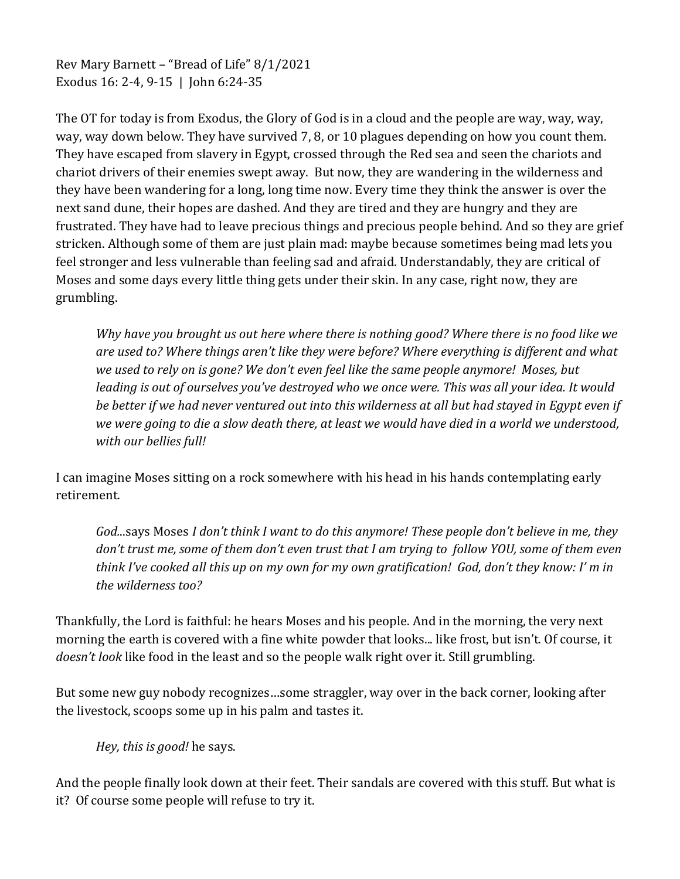Rev Mary Barnett – "Bread of Life" 8/1/2021
Exodus 16: 2-4, 9-15 | John 6:24-35

The OT for today is from Exodus, the Glory of God is in a cloud and the people are way, way, way, way, way down below. They have survived 7, 8, or 10 plagues depending on how you count them. They have escaped from slavery in Egypt, crossed through the Red sea and seen the chariots and chariot drivers of their enemies swept away. But now, they are wandering in the wilderness and they have been wandering for a long, long time now. Every time they think the answer is over the next sand dune, their hopes are dashed. And they are tired and they are hungry and they are frustrated. They have had to leave precious things and precious people behind. And so they are grief stricken. Although some of them are just plain mad: maybe because sometimes being mad lets you feel stronger and less vulnerable than feeling sad and afraid. Understandably, they are critical of Moses and some days every little thing gets under their skin. In any case, right now, they are grumbling.

> *Why have you brought us out here where there is nothing good? Where there is no food like we are used to? Where things aren't like they were before? Where everything is different and what we used to rely on is gone? We don't even feel like the same people anymore! Moses, but leading is out of ourselves you've destroyed who we once were. This was all your idea. It would be better if we had never ventured out into this wilderness at all but had stayed in Egypt even if we were going to die a slow death there, at least we would have died in a world we understood, with our bellies full!*

I can imagine Moses sitting on a rock somewhere with his head in his hands contemplating early retirement.

> *God*...says Moses *I don't think I want to do this anymore! These people don't believe in me, they don't trust me, some of them don't even trust that I am trying to follow YOU, some of them even think I've cooked all this up on my own for my own gratification! God, don't they know: I' m in the wilderness too?*

Thankfully, the Lord is faithful: he hears Moses and his people. And in the morning, the very next morning the earth is covered with a fine white powder that looks... like frost, but isn't. Of course, it *doesn't look* like food in the least and so the people walk right over it. Still grumbling.

But some new guy nobody recognizes…some straggler, way over in the back corner, looking after the livestock, scoops some up in his palm and tastes it.

> *Hey, this is good!* he says.

And the people finally look down at their feet. Their sandals are covered with this stuff. But what is it? Of course some people will refuse to try it.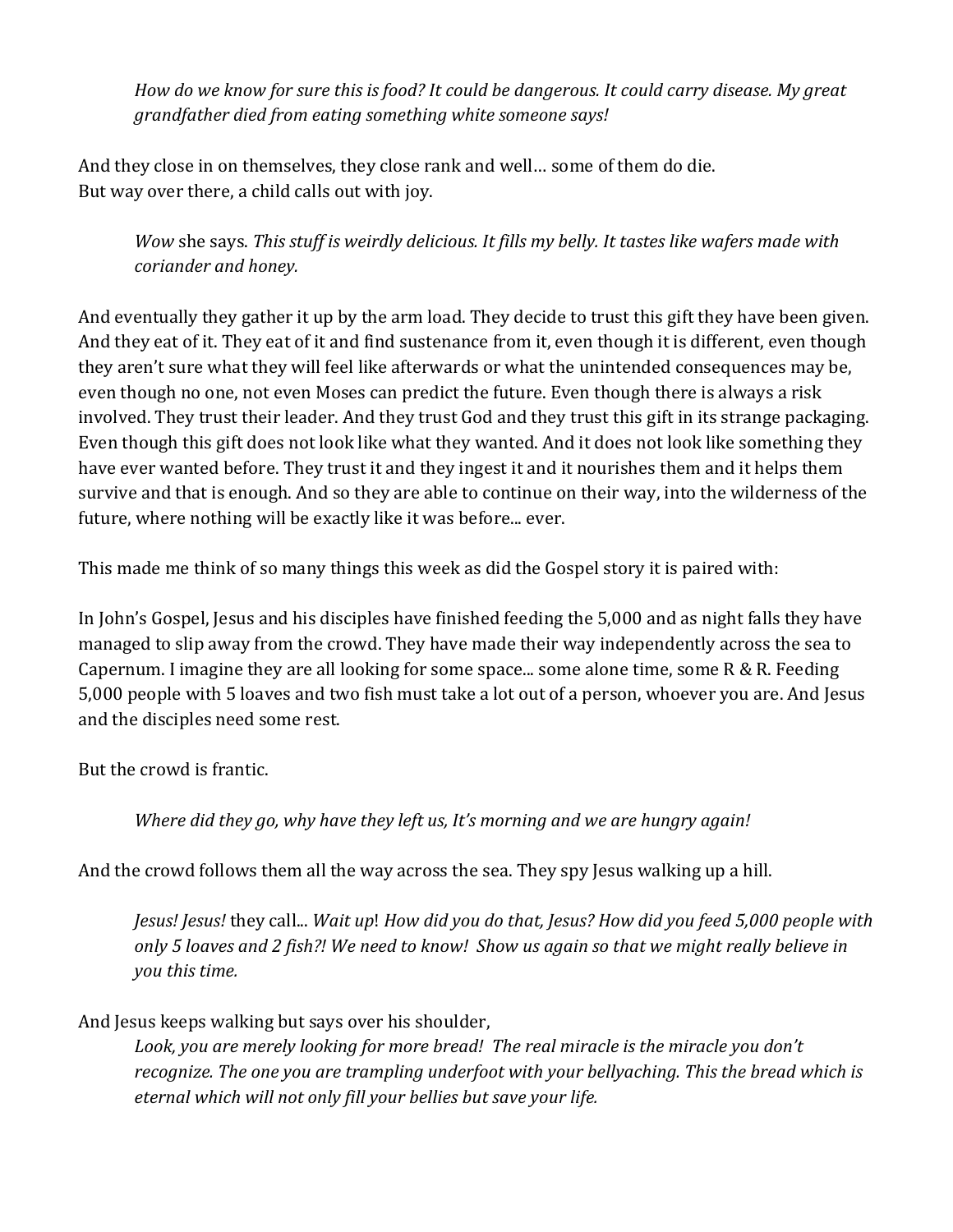*How do we know for sure this is food? It could be dangerous. It could carry disease. My great grandfather died from eating something white someone says!*

And they close in on themselves, they close rank and well… some of them do die.
But way over there, a child calls out with joy.

*Wow* she says. *This stuff is weirdly delicious. It fills my belly. It tastes like wafers made with coriander and honey.*

And eventually they gather it up by the arm load. They decide to trust this gift they have been given. And they eat of it. They eat of it and find sustenance from it, even though it is different, even though they aren't sure what they will feel like afterwards or what the unintended consequences may be, even though no one, not even Moses can predict the future. Even though there is always a risk involved. They trust their leader. And they trust God and they trust this gift in its strange packaging. Even though this gift does not look like what they wanted. And it does not look like something they have ever wanted before. They trust it and they ingest it and it nourishes them and it helps them survive and that is enough. And so they are able to continue on their way, into the wilderness of the future, where nothing will be exactly like it was before... ever.

This made me think of so many things this week as did the Gospel story it is paired with:

In John's Gospel, Jesus and his disciples have finished feeding the 5,000 and as night falls they have managed to slip away from the crowd. They have made their way independently across the sea to Capernum. I imagine they are all looking for some space... some alone time, some R & R. Feeding 5,000 people with 5 loaves and two fish must take a lot out of a person, whoever you are. And Jesus and the disciples need some rest.

But the crowd is frantic.

*Where did they go, why have they left us, It's morning and we are hungry again!*

And the crowd follows them all the way across the sea. They spy Jesus walking up a hill.

*Jesus! Jesus!* they call... *Wait up*! *How did you do that, Jesus? How did you feed 5,000 people with only 5 loaves and 2 fish?! We need to know! Show us again so that we might really believe in you this time.*

And Jesus keeps walking but says over his shoulder,

*Look, you are merely looking for more bread! The real miracle is the miracle you don't recognize. The one you are trampling underfoot with your bellyaching. This the bread which is eternal which will not only fill your bellies but save your life.*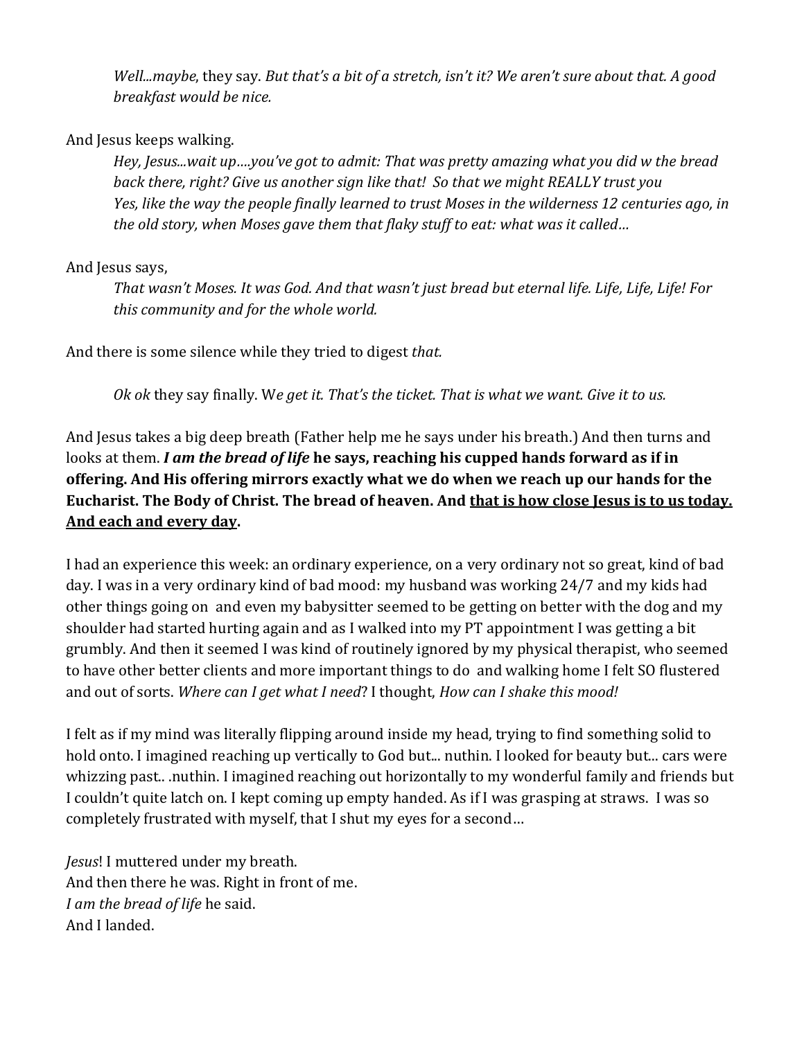*Well...maybe*, they say. *But that's a bit of a stretch, isn't it? We aren't sure about that. A good breakfast would be nice.*

And Jesus keeps walking.

*Hey, Jesus...wait up….you've got to admit: That was pretty amazing what you did w the bread back there, right? Give us another sign like that! So that we might REALLY trust you*
*Yes, like the way the people finally learned to trust Moses in the wilderness 12 centuries ago, in the old story, when Moses gave them that flaky stuff to eat: what was it called…*

And Jesus says,

*That wasn't Moses. It was God. And that wasn't just bread but eternal life. Life, Life, Life! For this community and for the whole world.*

And there is some silence while they tried to digest *that.*

*Ok ok* they say finally. W*e get it. That's the ticket. That is what we want. Give it to us.*

And Jesus takes a big deep breath (Father help me he says under his breath.) And then turns and looks at them. ***I am the bread of life* he says, reaching his cupped hands forward as if in offering. And His offering mirrors exactly what we do when we reach up our hands for the Eucharist. The Body of Christ. The bread of heaven. And <u>that is how close Jesus is to us today. And each and every day</u>.**

I had an experience this week: an ordinary experience, on a very ordinary not so great, kind of bad day. I was in a very ordinary kind of bad mood: my husband was working 24/7 and my kids had other things going on and even my babysitter seemed to be getting on better with the dog and my shoulder had started hurting again and as I walked into my PT appointment I was getting a bit grumbly. And then it seemed I was kind of routinely ignored by my physical therapist, who seemed to have other better clients and more important things to do and walking home I felt SO flustered and out of sorts. *Where can I get what I need*? I thought, *How can I shake this mood!*

I felt as if my mind was literally flipping around inside my head, trying to find something solid to hold onto. I imagined reaching up vertically to God but... nuthin. I looked for beauty but... cars were whizzing past.. .nuthin. I imagined reaching out horizontally to my wonderful family and friends but I couldn't quite latch on. I kept coming up empty handed. As if I was grasping at straws. I was so completely frustrated with myself, that I shut my eyes for a second…

*Jesus*! I muttered under my breath.
And then there he was. Right in front of me.
*I am the bread of life* he said.
And I landed.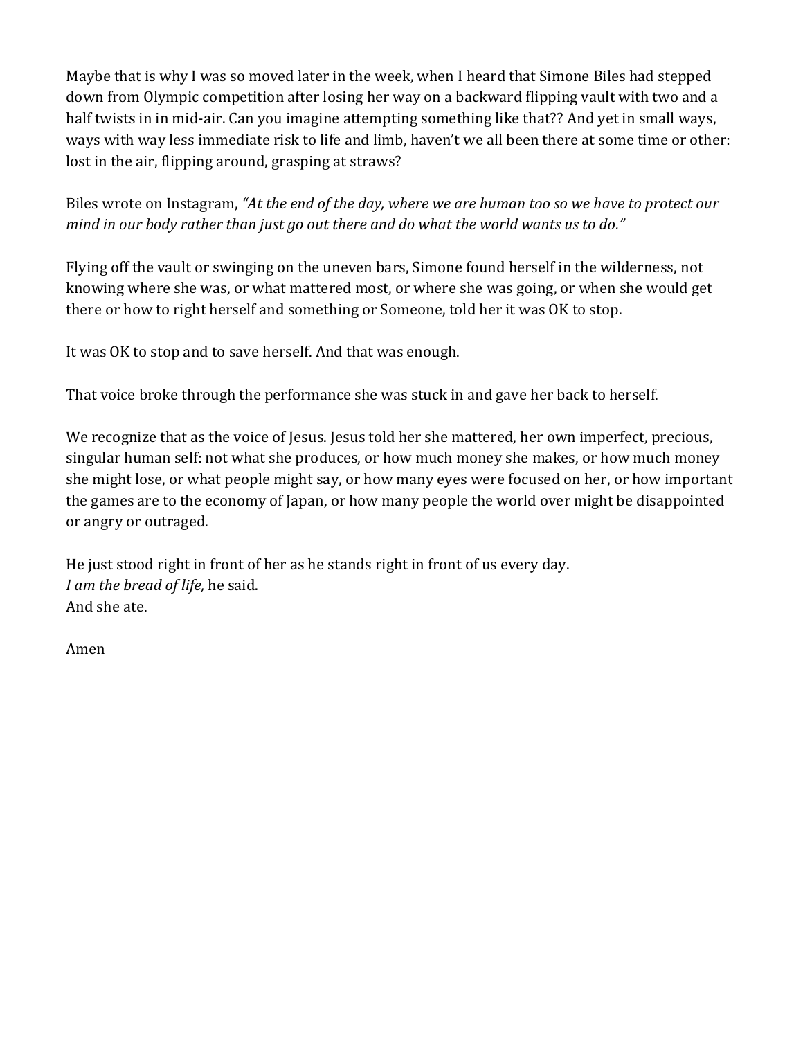Maybe that is why I was so moved later in the week, when I heard that Simone Biles had stepped down from Olympic competition after losing her way on a backward flipping vault with two and a half twists in in mid-air. Can you imagine attempting something like that?? And yet in small ways, ways with way less immediate risk to life and limb, haven't we all been there at some time or other: lost in the air, flipping around, grasping at straws?

Biles wrote on Instagram, *"At the end of the day, where we are human too so we have to protect our mind in our body rather than just go out there and do what the world wants us to do."*

Flying off the vault or swinging on the uneven bars, Simone found herself in the wilderness, not knowing where she was, or what mattered most, or where she was going, or when she would get there or how to right herself and something or Someone, told her it was OK to stop.

It was OK to stop and to save herself. And that was enough.

That voice broke through the performance she was stuck in and gave her back to herself.

We recognize that as the voice of Jesus. Jesus told her she mattered, her own imperfect, precious, singular human self: not what she produces, or how much money she makes, or how much money she might lose, or what people might say, or how many eyes were focused on her, or how important the games are to the economy of Japan, or how many people the world over might be disappointed or angry or outraged.

He just stood right in front of her as he stands right in front of us every day.
*I am the bread of life,* he said.
And she ate.

Amen